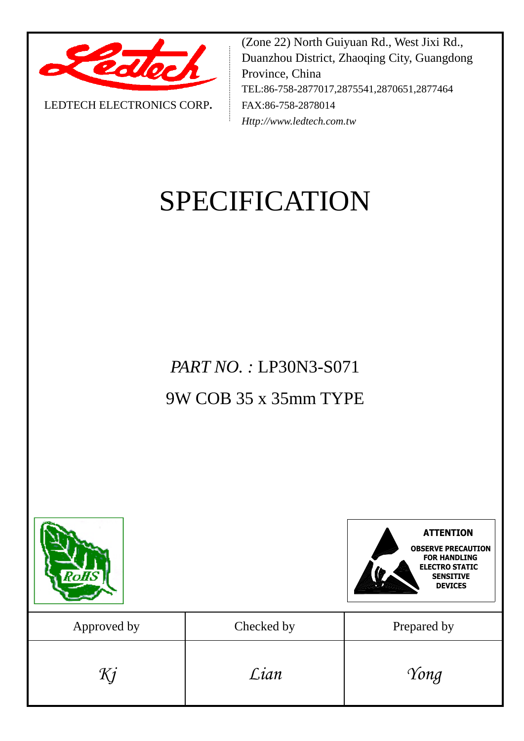LEDTECH ELECTRONICS CORP.

(Zone 22) North Guiyuan Rd., West Jixi Rd., Duanzhou District, Zhaoqing City, Guangdong Province, China
TEL:86-758-2877017,2875541,2870651,2877464
FAX:86-758-2878014
*Http://www.ledtech.com.tw*

# SPECIFICATION

*PART NO. :* LP30N3-S071

9W COB 35 x 35mm TYPE

RoHS

**ATTENTION**
**OBSERVE PRECAUTION FOR HANDLING ELECTRO STATIC SENSITIVE DEVICES**

| Approved by | Checked by | Prepared by |
|---|---|---|
| *Kj* | *Lian* | *Yong* |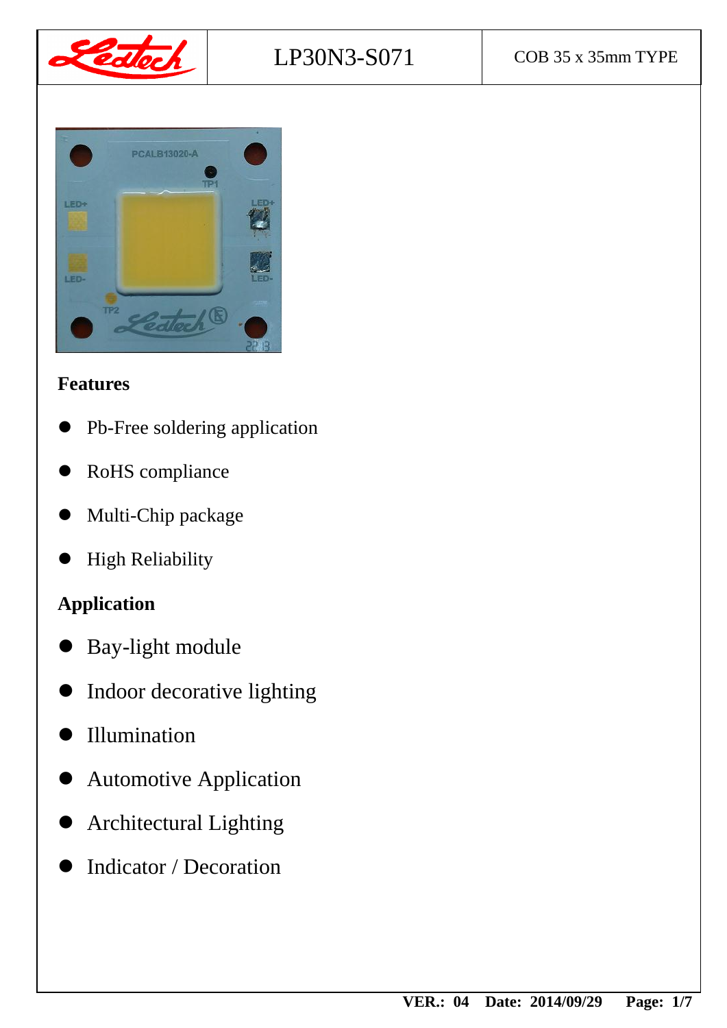| Ledtech | LP30N3-S071 | COB 35 x 35mm TYPE |
|---|---|---|

## Features

- Pb-Free soldering application
- RoHS compliance
- Multi-Chip package
- High Reliability

## Application

- Bay-light module
- Indoor decorative lighting
- Illumination
- Automotive Application
- Architectural Lighting
- Indicator / Decoration

**VER.: 04 Date: 2014/09/29**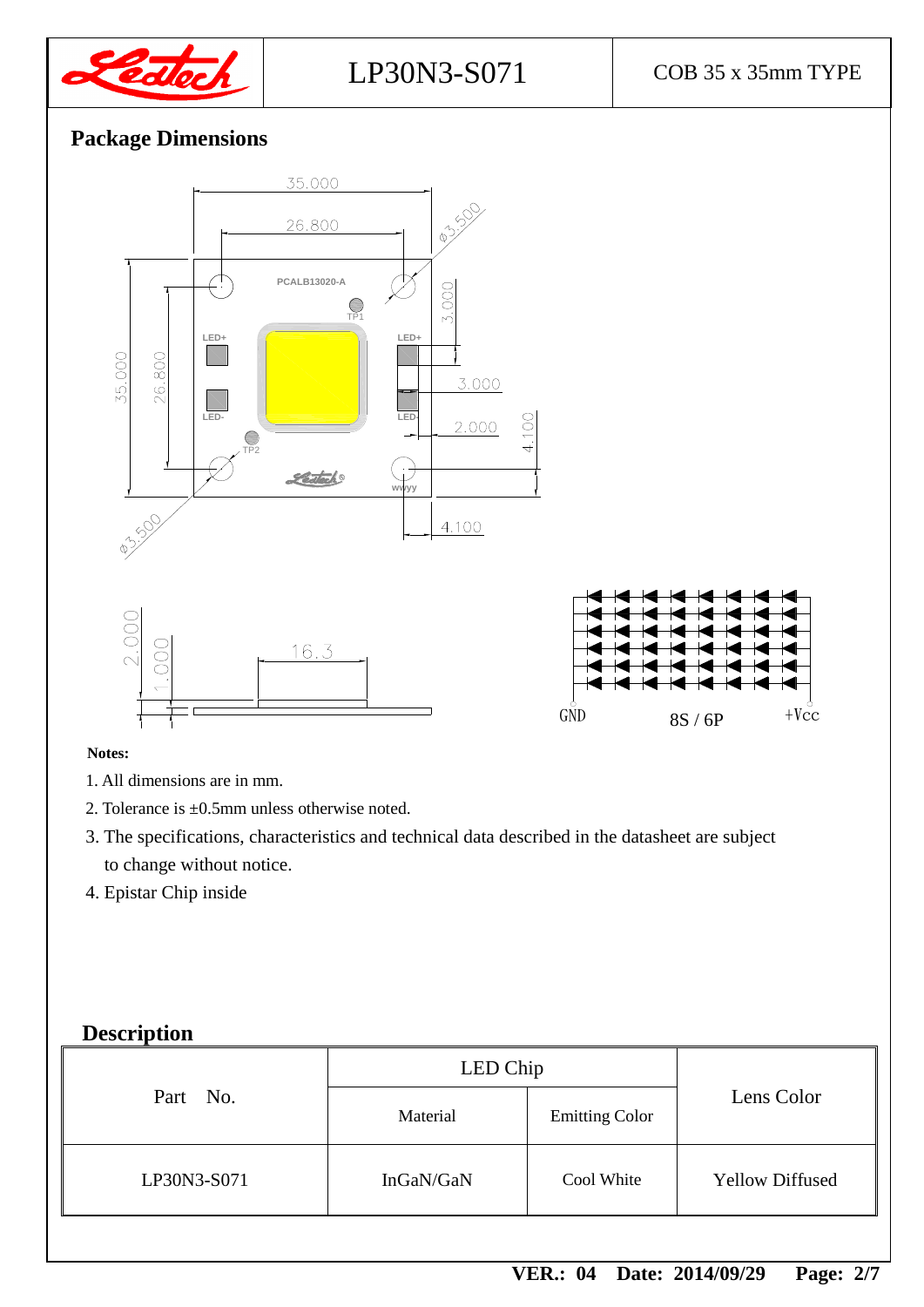## Package Dimensions

**Notes:**

1. All dimensions are in mm.
2. Tolerance is ±0.5mm unless otherwise noted.
3. The specifications, characteristics and technical data described in the datasheet are subject to change without notice.
4. Epistar Chip inside

## Description

| Part No. | LED Chip | | Lens Color |
|---|---|---|---|
| | Material | Emitting Color | |
| LP30N3-S071 | InGaN/GaN | Cool White | Yellow Diffused |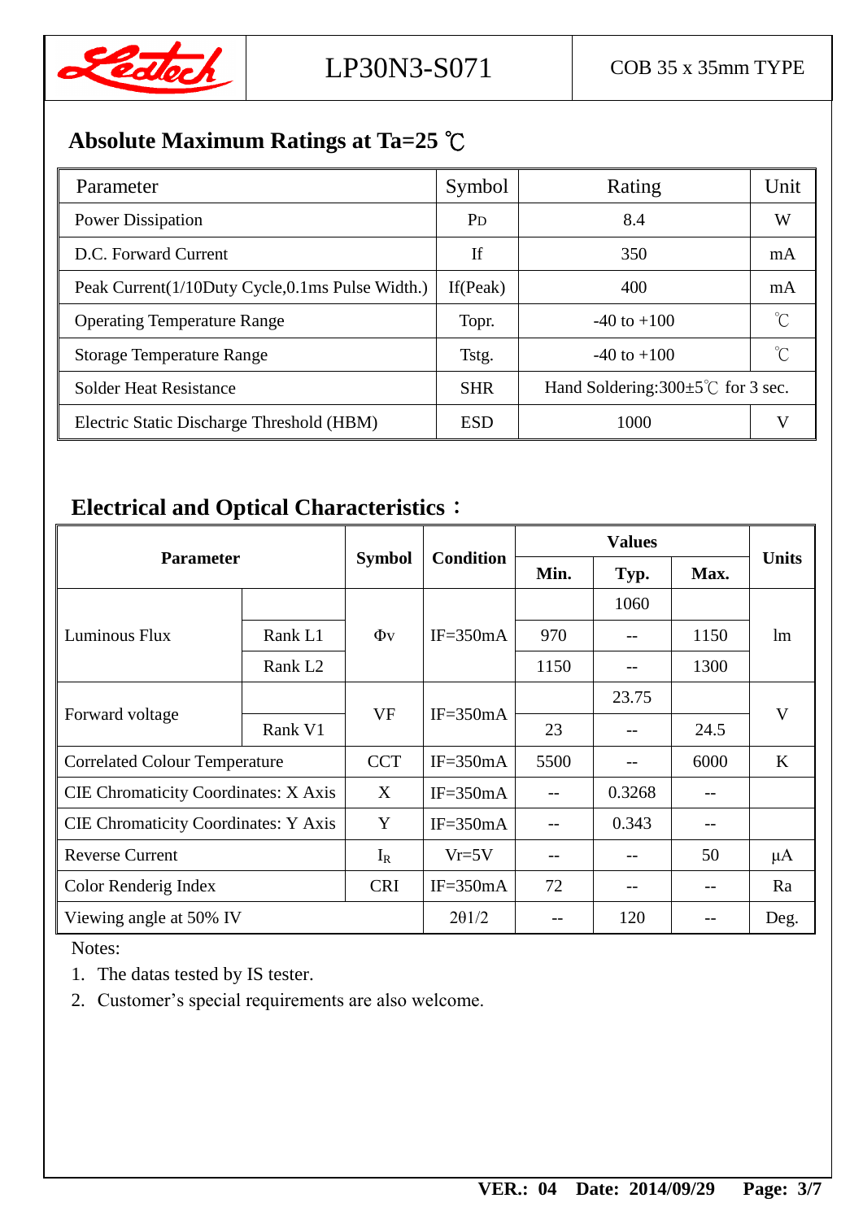## Absolute Maximum Ratings at Ta=25 ℃

| Parameter | Symbol | Rating | Unit |
|---|---|---|---|
| Power Dissipation | $P_D$ | 8.4 | W |
| D.C. Forward Current | If | 350 | mA |
| Peak Current(1/10Duty Cycle,0.1ms Pulse Width.) | If(Peak) | 400 | mA |
| Operating Temperature Range | Topr. | -40 to +100 | ℃ |
| Storage Temperature Range | Tstg. | -40 to +100 | ℃ |
| Solder Heat Resistance | SHR | Hand Soldering:300±5℃ for 3 sec. | |
| Electric Static Discharge Threshold (HBM) | ESD | 1000 | V |

## Electrical and Optical Characteristics：

| Parameter | | Symbol | Condition | Values | | | Units |
|---|---|---|---|---|---|---|---|
| | | | | **Min.** | **Typ.** | **Max.** | |
| Luminous Flux | | $\Phi_V$ | IF=350mA | | 1060 | | lm |
| | Rank L1 | | | 970 | -- | 1150 | |
| | Rank L2 | | | 1150 | -- | 1300 | |
| Forward voltage | | VF | IF=350mA | | 23.75 | | V |
| | Rank V1 | | | 23 | -- | 24.5 | |
| Correlated Colour Temperature | | CCT | IF=350mA | 5500 | -- | 6000 | K |
| CIE Chromaticity Coordinates: X Axis | | X | IF=350mA | -- | 0.3268 | -- | |
| CIE Chromaticity Coordinates: Y Axis | | Y | IF=350mA | -- | 0.343 | -- | |
| Reverse Current | | $I_R$ | Vr=5V | -- | -- | 50 | μA |
| Color Renderig Index | | CRI | IF=350mA | 72 | -- | -- | Ra |
| Viewing angle at 50% IV | | | 2θ1/2 | -- | 120 | -- | Deg. |

Notes:

1. The datas tested by IS tester.
2. Customer's special requirements are also welcome.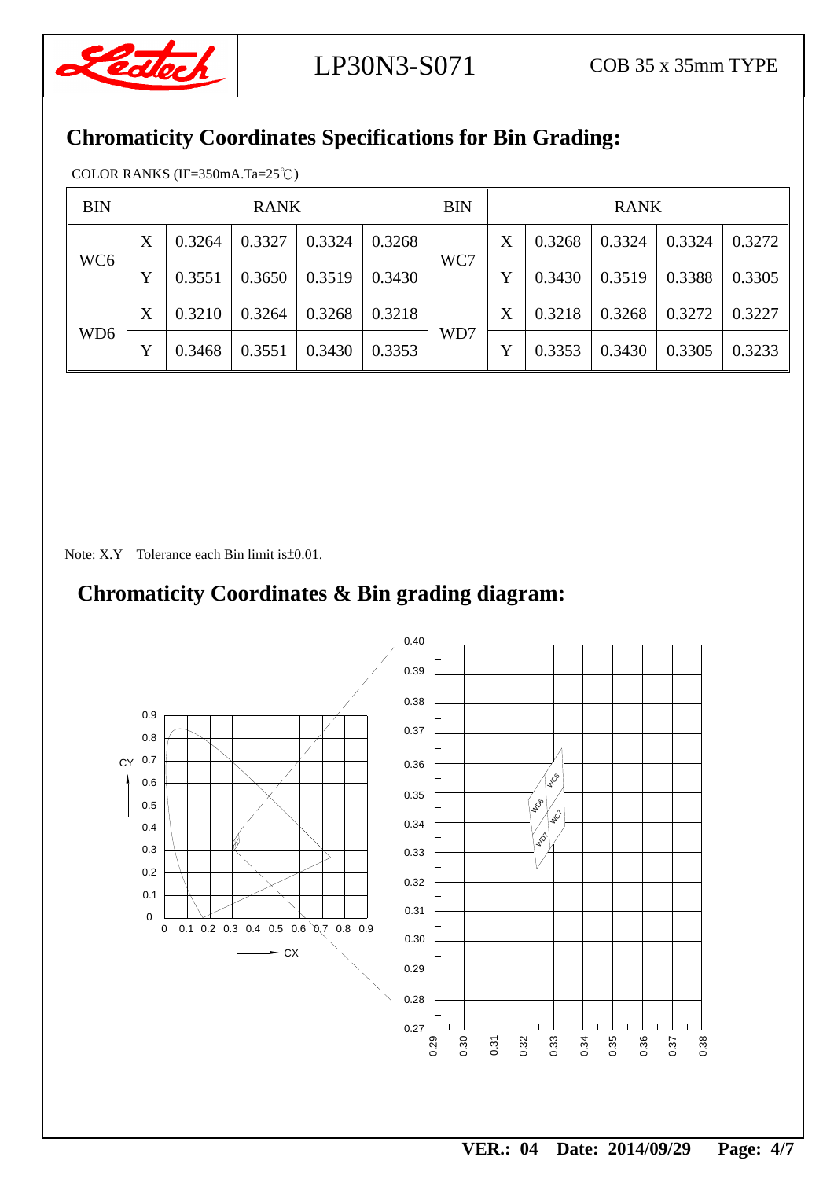## Chromaticity Coordinates Specifications for Bin Grading:

COLOR RANKS (IF=350mA.Ta=25℃)

| BIN | RANK | | | | | BIN | RANK | | | | |
|---|---|---|---|---|---|---|---|---|---|---|---|
| WC6 | X | 0.3264 | 0.3327 | 0.3324 | 0.3268 | WC7 | X | 0.3268 | 0.3324 | 0.3324 | 0.3272 |
| | Y | 0.3551 | 0.3650 | 0.3519 | 0.3430 | | Y | 0.3430 | 0.3519 | 0.3388 | 0.3305 |
| WD6 | X | 0.3210 | 0.3264 | 0.3268 | 0.3218 | WD7 | X | 0.3218 | 0.3268 | 0.3272 | 0.3227 |
| | Y | 0.3468 | 0.3551 | 0.3430 | 0.3353 | | Y | 0.3353 | 0.3430 | 0.3305 | 0.3233 |

Note: X.Y Tolerance each Bin limit is±0.01.

## Chromaticity Coordinates & Bin grading diagram: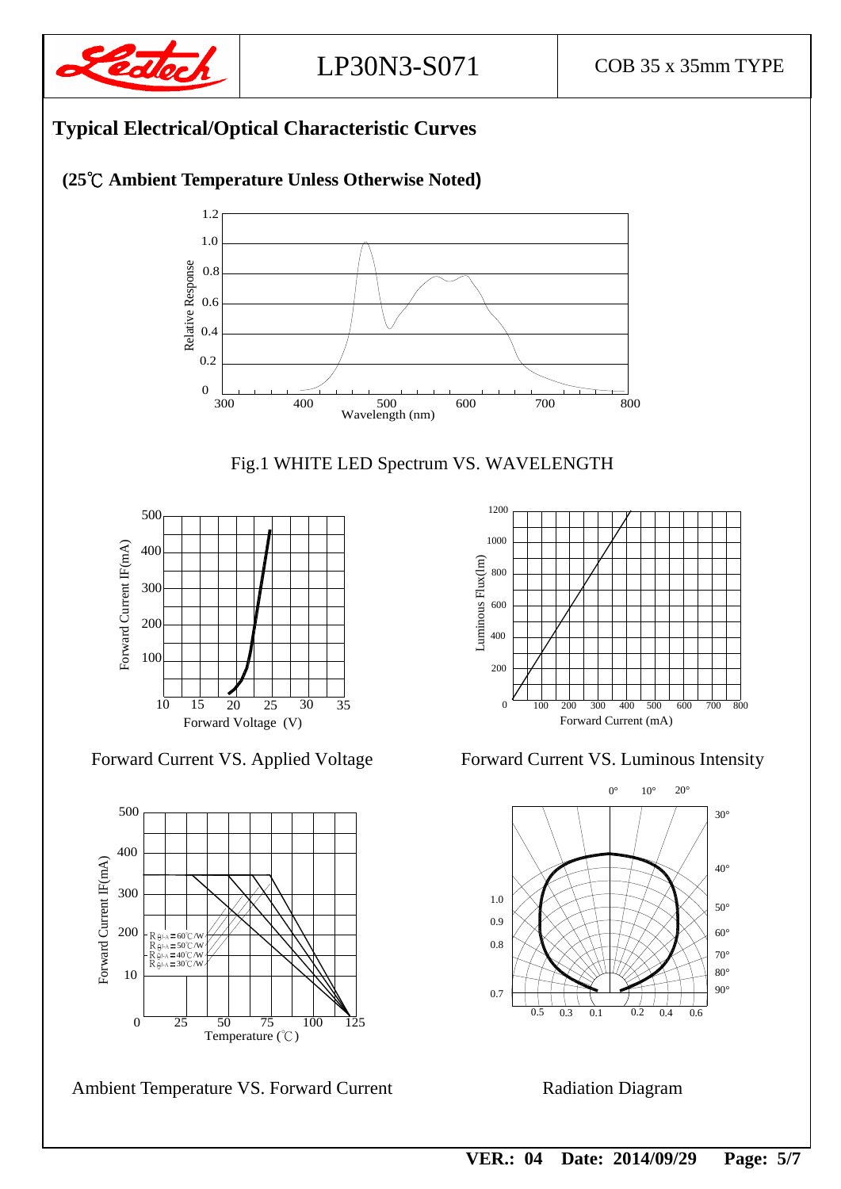## Typical Electrical/Optical Characteristic Curves

**(25℃ Ambient Temperature Unless Otherwise Noted)**

Fig.1 WHITE LED Spectrum VS. WAVELENGTH

Forward Current VS. Applied Voltage

Forward Current VS. Luminous Intensity

Ambient Temperature VS. Forward Current

Radiation Diagram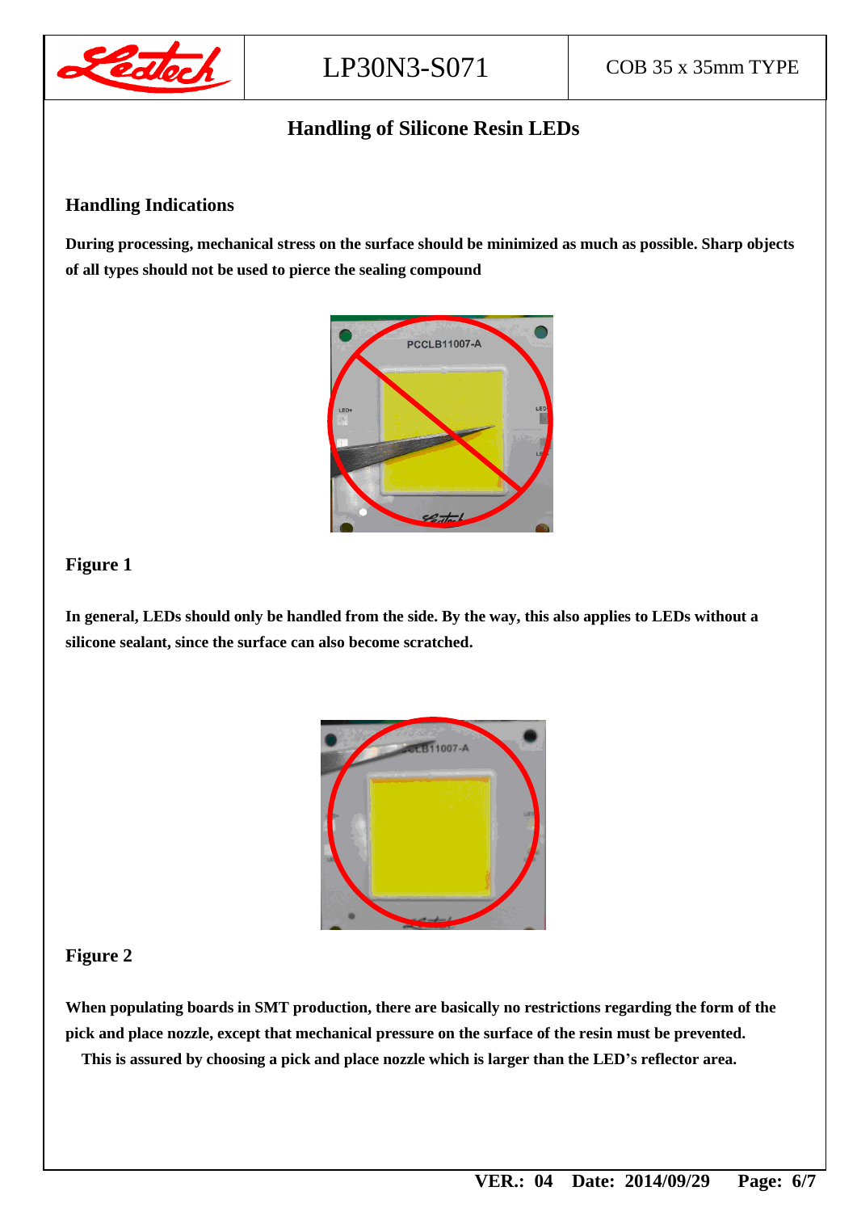# Handling of Silicone Resin LEDs

## Handling Indications

**During processing, mechanical stress on the surface should be minimized as much as possible. Sharp objects of all types should not be used to pierce the sealing compound**

## Figure 1

**In general, LEDs should only be handled from the side. By the way, this also applies to LEDs without a silicone sealant, since the surface can also become scratched.**

## Figure 2

**When populating boards in SMT production, there are basically no restrictions regarding the form of the pick and place nozzle, except that mechanical pressure on the surface of the resin must be prevented.**
**This is assured by choosing a pick and place nozzle which is larger than the LED's reflector area.**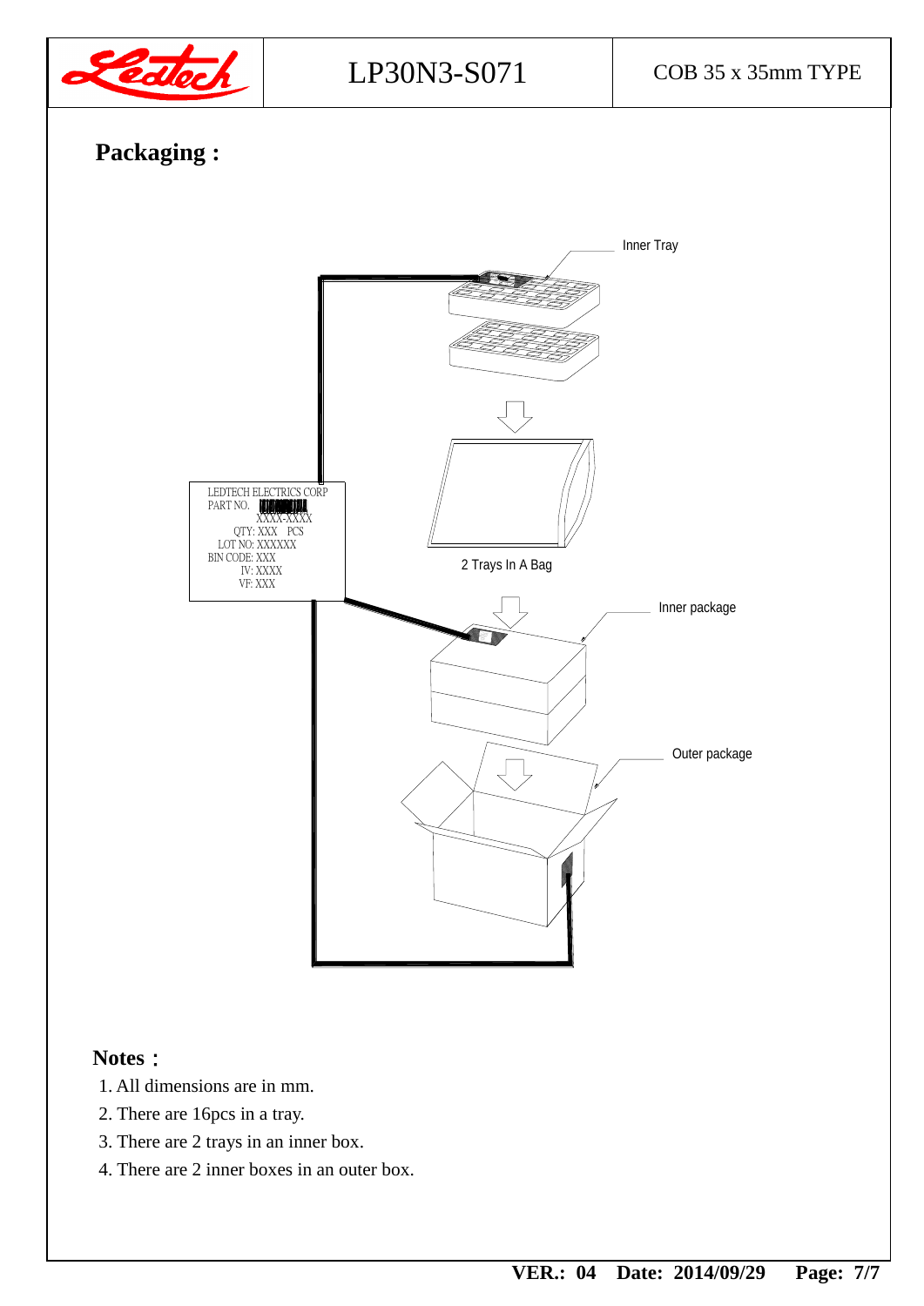## Packaging :

Inner Tray

LEDTECH ELECTRICS CORP
PART NO. XXXX-XXXX
QTY: XXX PCS
LOT NO: XXXXXX
BIN CODE: XXX
IV: XXXX
VF: XXX

2 Trays In A Bag

Inner package

Outer package

**Notes：**

1. All dimensions are in mm.
2. There are 16pcs in a tray.
3. There are 2 trays in an inner box.
4. There are 2 inner boxes in an outer box.